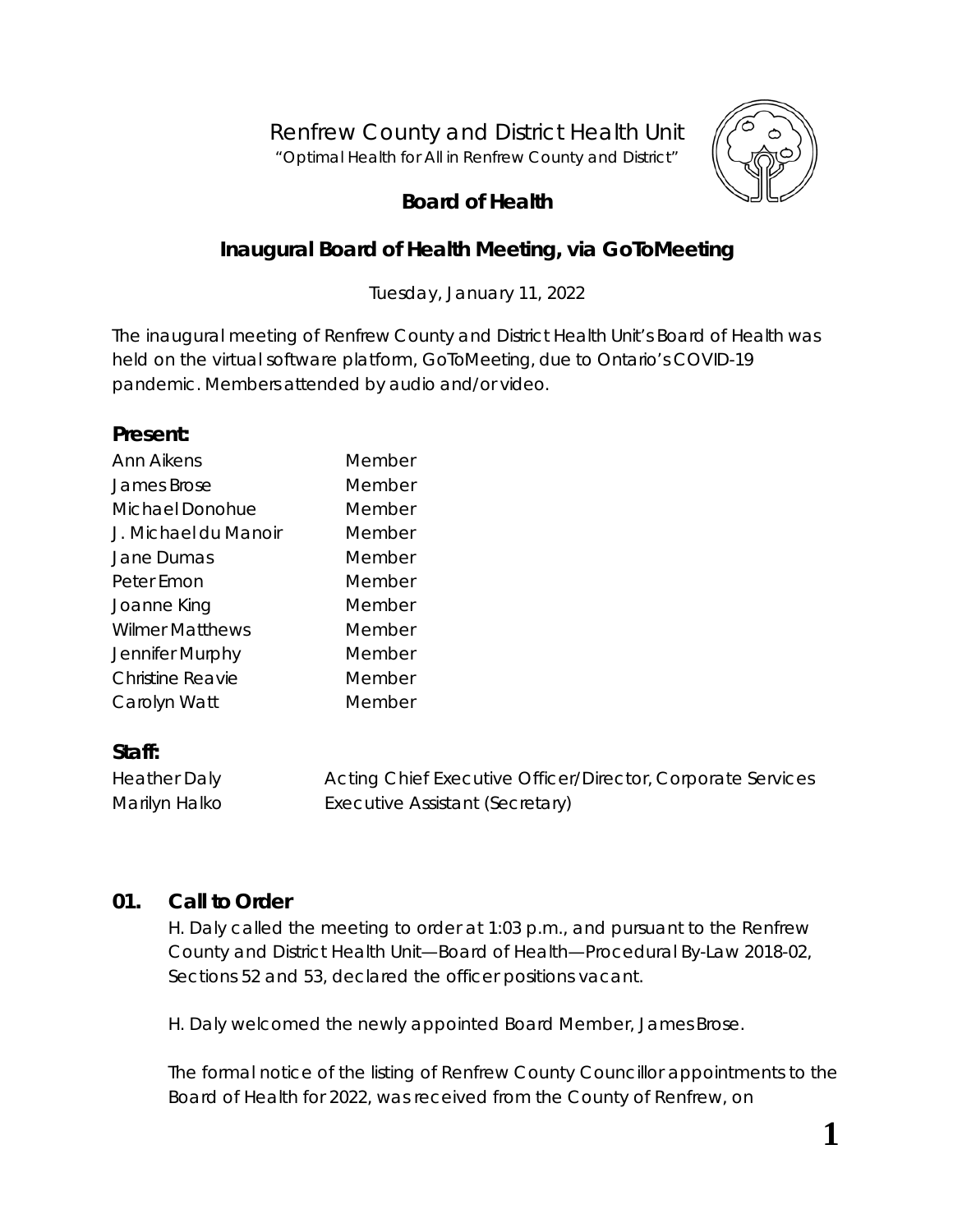Renfrew County and District Health Unit

"Optimal Health for All in Renfrew County and District"

## Board of Health

## Inaugural Board of Health Meeting, via GoToMeeting

Tuesday, January 11, 2022

The inaugural meeting of Renfrew County and District Health Unit's Board of Health was held on the virtual software platform, GoToMeeting, due to Ontario's COVID-19 pandemic. Members attended by audio and/or video.

### Present:

| | |
|---|---|
| Ann Aikens | Member |
| James Brose | Member |
| Michael Donohue | Member |
| J. Michael du Manoir | Member |
| Jane Dumas | Member |
| Peter Emon | Member |
| Joanne King | Member |
| Wilmer Matthews | Member |
| Jennifer Murphy | Member |
| Christine Reavie | Member |
| Carolyn Watt | Member |

### Staff:

| | |
|---|---|
| Heather Daly | Acting Chief Executive Officer/Director, Corporate Services |
| Marilyn Halko | Executive Assistant (Secretary) |

### 01. Call to Order

H. Daly called the meeting to order at 1:03 p.m., and pursuant to the Renfrew County and District Health Unit—Board of Health—Procedural By-Law 2018-02, Sections 52 and 53, declared the officer positions vacant.

H. Daly welcomed the newly appointed Board Member, James Brose.

The formal notice of the listing of Renfrew County Councillor appointments to the Board of Health for 2022, was received from the County of Renfrew, on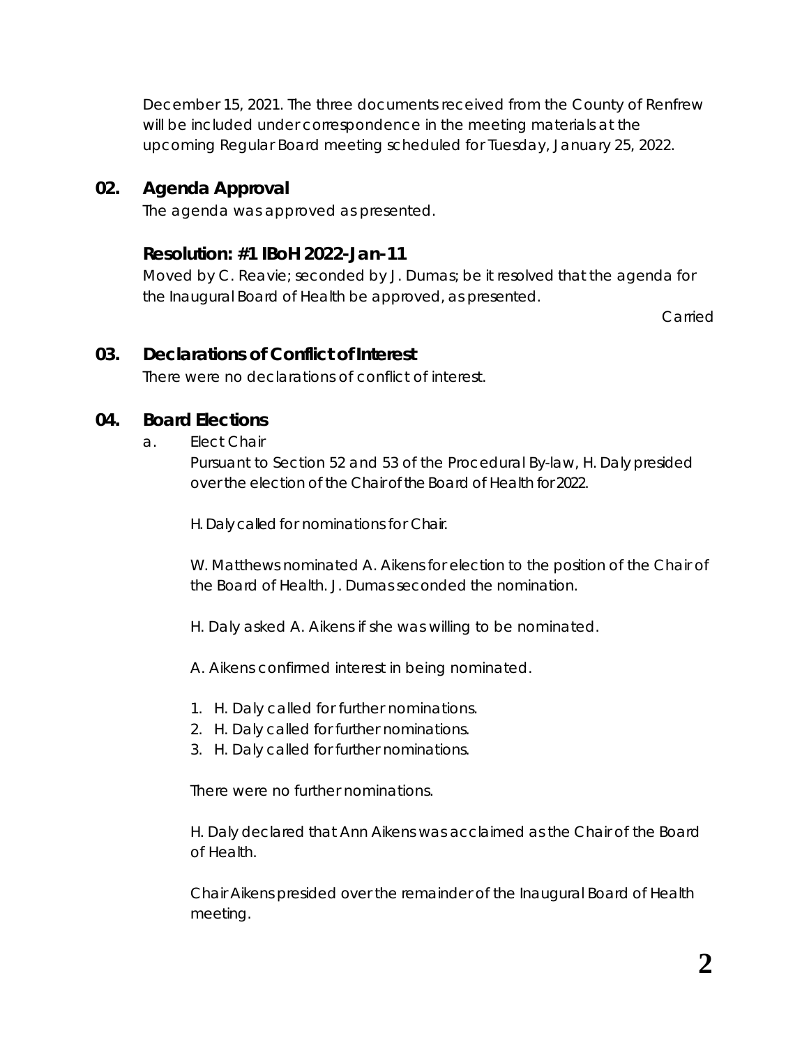December 15, 2021. The three documents received from the County of Renfrew will be included under correspondence in the meeting materials at the upcoming Regular Board meeting scheduled for Tuesday, January 25, 2022.

## 02. Agenda Approval

The agenda was approved as presented.

### Resolution: #1 IBoH 2022-Jan-11

Moved by C. Reavie; seconded by J. Dumas; be it resolved that the agenda for the Inaugural Board of Health be approved, as presented.

Carried

## 03. Declarations of Conflict of Interest

There were no declarations of conflict of interest.

## 04. Board Elections

a. Elect Chair

Pursuant to Section 52 and 53 of the Procedural By-law, H. Daly presided over the election of the Chair of the Board of Health for 2022.

H. Daly called for nominations for Chair.

W. Matthews nominated A. Aikens for election to the position of the Chair of the Board of Health. J. Dumas seconded the nomination.

H. Daly asked A. Aikens if she was willing to be nominated.

A. Aikens confirmed interest in being nominated.

1. H. Daly called for further nominations.
2. H. Daly called for further nominations.
3. H. Daly called for further nominations.

There were no further nominations.

H. Daly declared that Ann Aikens was acclaimed as the Chair of the Board of Health.

Chair Aikens presided over the remainder of the Inaugural Board of Health meeting.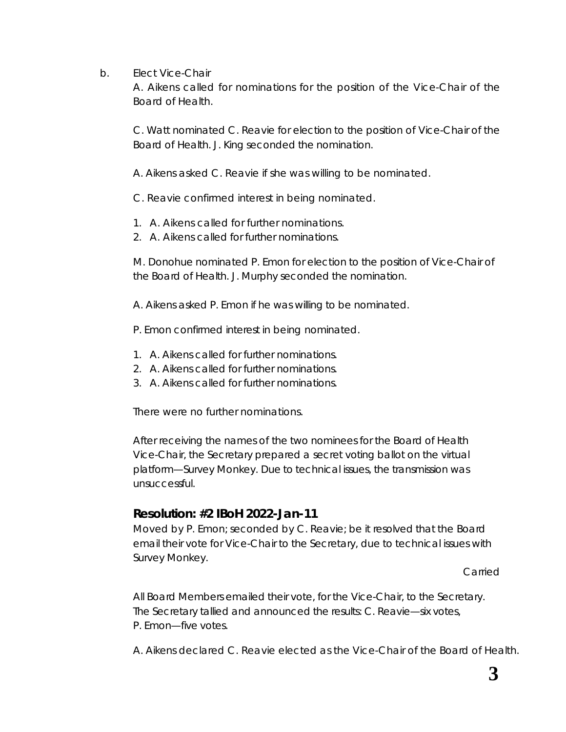b. Elect Vice-Chair

A. Aikens called for nominations for the position of the Vice-Chair of the Board of Health.

C. Watt nominated C. Reavie for election to the position of Vice-Chair of the Board of Health. J. King seconded the nomination.

A. Aikens asked C. Reavie if she was willing to be nominated.

C. Reavie confirmed interest in being nominated.

1. A. Aikens called for further nominations.
2. A. Aikens called for further nominations.

M. Donohue nominated P. Emon for election to the position of Vice-Chair of the Board of Health. J. Murphy seconded the nomination.

A. Aikens asked P. Emon if he was willing to be nominated.

P. Emon confirmed interest in being nominated.

1. A. Aikens called for further nominations.
2. A. Aikens called for further nominations.
3. A. Aikens called for further nominations.

There were no further nominations.

After receiving the names of the two nominees for the Board of Health Vice-Chair, the Secretary prepared a secret voting ballot on the virtual platform—Survey Monkey. Due to technical issues, the transmission was unsuccessful.

### Resolution: #2 IBoH 2022-Jan-11

Moved by P. Emon; seconded by C. Reavie; be it resolved that the Board email their vote for Vice-Chair to the Secretary, due to technical issues with Survey Monkey.

Carried

All Board Members emailed their vote, for the Vice-Chair, to the Secretary. The Secretary tallied and announced the results: C. Reavie—six votes, P. Emon—five votes.

A. Aikens declared C. Reavie elected as the Vice-Chair of the Board of Health.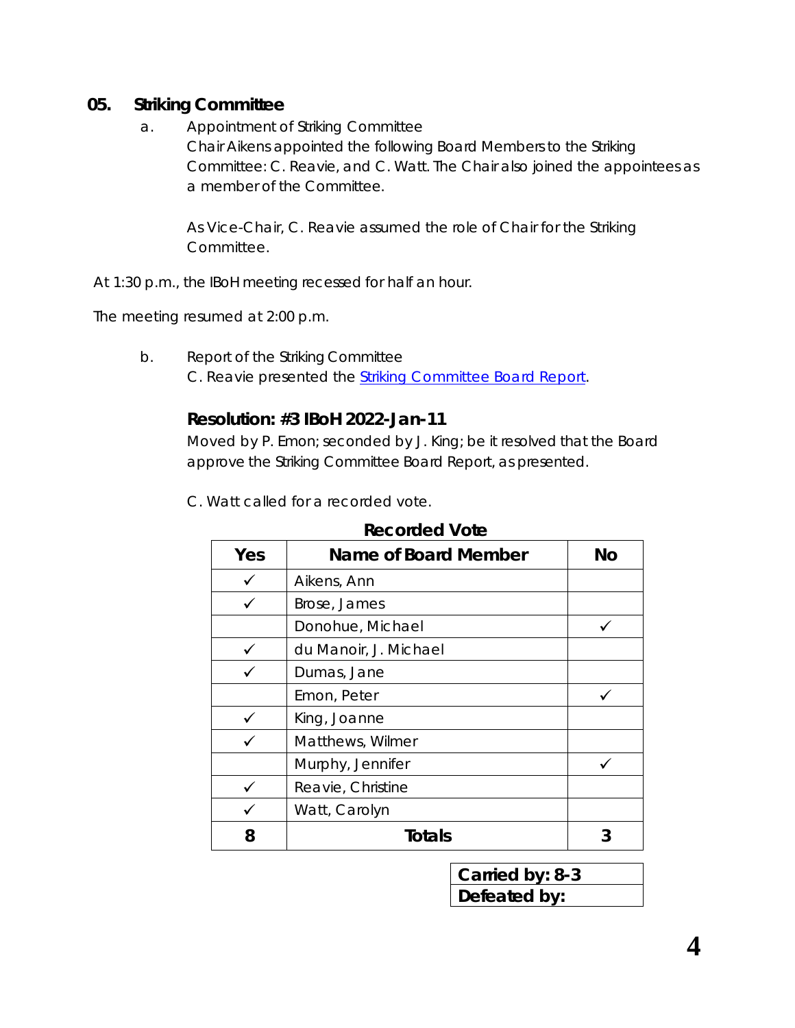## 05. Striking Committee

a. Appointment of Striking Committee
Chair Aikens appointed the following Board Members to the Striking Committee: C. Reavie, and C. Watt. The Chair also joined the appointees as a member of the Committee.

As Vice-Chair, C. Reavie assumed the role of Chair for the Striking Committee.

At 1:30 p.m., the IBoH meeting recessed for half an hour.

The meeting resumed at 2:00 p.m.

b. Report of the Striking Committee
C. Reavie presented the [Striking Committee Board Report](Striking Committee Board Report).

### Resolution: #3 IBoH 2022-Jan-11

Moved by P. Emon; seconded by J. King; be it resolved that the Board approve the Striking Committee Board Report, as presented.

C. Watt called for a recorded vote.

**Recorded Vote**

| Yes | Name of Board Member | No |
|---|---|---|
| ✓ | Aikens, Ann | |
| ✓ | Brose, James | |
| | Donohue, Michael | ✓ |
| ✓ | du Manoir, J. Michael | |
| ✓ | Dumas, Jane | |
| | Emon, Peter | ✓ |
| ✓ | King, Joanne | |
| ✓ | Matthews, Wilmer | |
| | Murphy, Jennifer | ✓ |
| ✓ | Reavie, Christine | |
| ✓ | Watt, Carolyn | |
| **8** | **Totals** | **3** |

| **Carried by: 8-3** |
|---|
| **Defeated by:** |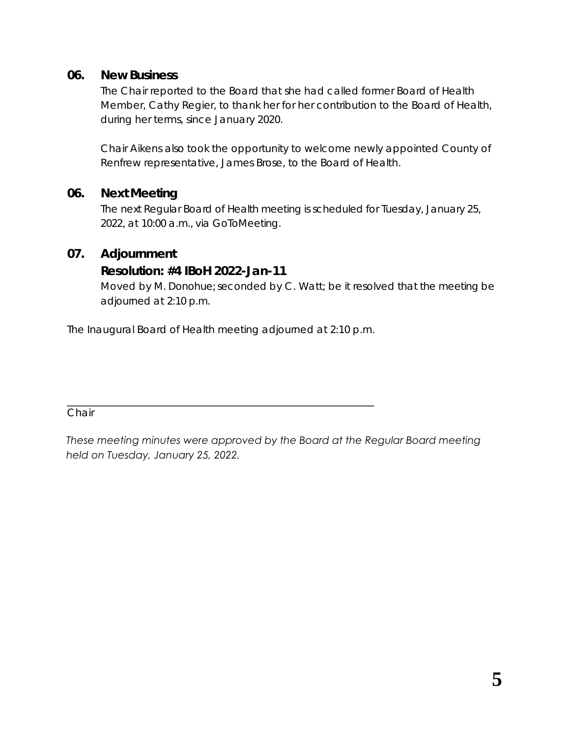## 06. New Business

The Chair reported to the Board that she had called former Board of Health Member, Cathy Regier, to thank her for her contribution to the Board of Health, during her terms, since January 2020.

Chair Aikens also took the opportunity to welcome newly appointed County of Renfrew representative, James Brose, to the Board of Health.

## 06. Next Meeting

The next Regular Board of Health meeting is scheduled for Tuesday, January 25, 2022, at 10:00 a.m., via GoToMeeting.

## 07. Adjournment

### Resolution: #4 IBoH 2022-Jan-11

Moved by M. Donohue; seconded by C. Watt; be it resolved that the meeting be adjourned at 2:10 p.m.

The Inaugural Board of Health meeting adjourned at 2:10 p.m.

\_\_\_\_\_\_\_\_\_\_\_\_\_\_\_\_\_\_\_\_\_\_\_\_\_\_\_\_\_\_\_\_\_\_\_\_\_\_\_\_\_\_\_\_\_\_\_\_\_\_

Chair

*These meeting minutes were approved by the Board at the Regular Board meeting held on Tuesday, January 25, 2022.*